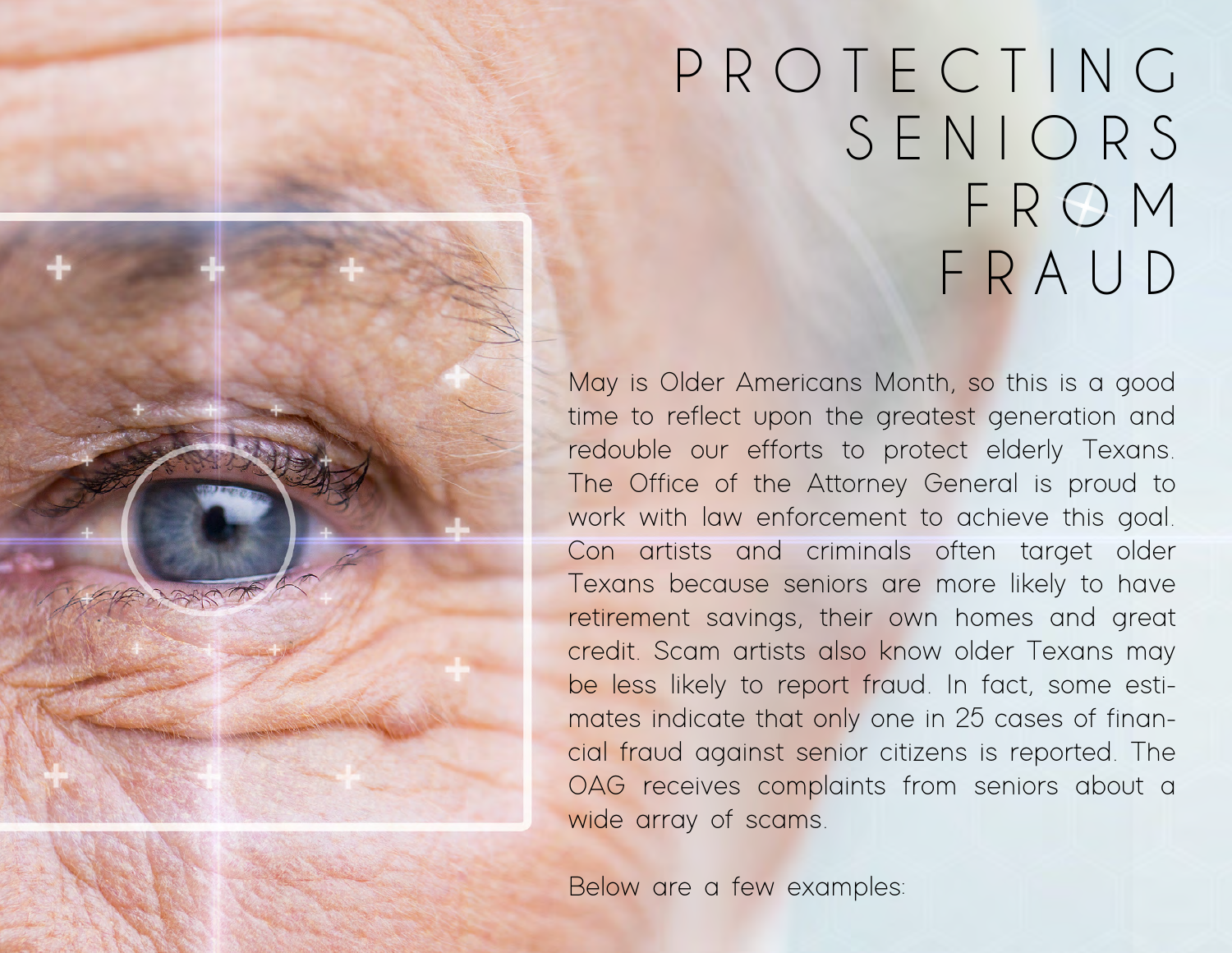# PROTECTING SENIORS FROM FRAUD

May is Older Americans Month, so this is a good time to reflect upon the greatest generation and redouble our efforts to protect elderly Texans. The Office of the Attorney General is proud to work with law enforcement to achieve this goal. Con artists and criminals often target older Texans because seniors are more likely to have retirement savings, their own homes and great credit. Scam artists also know older Texans may be less likely to report fraud. In fact, some estimates indicate that only one in 25 cases of financial fraud against senior citizens is reported. The OAG receives complaints from seniors about a wide array of scams.

Below are a few examples: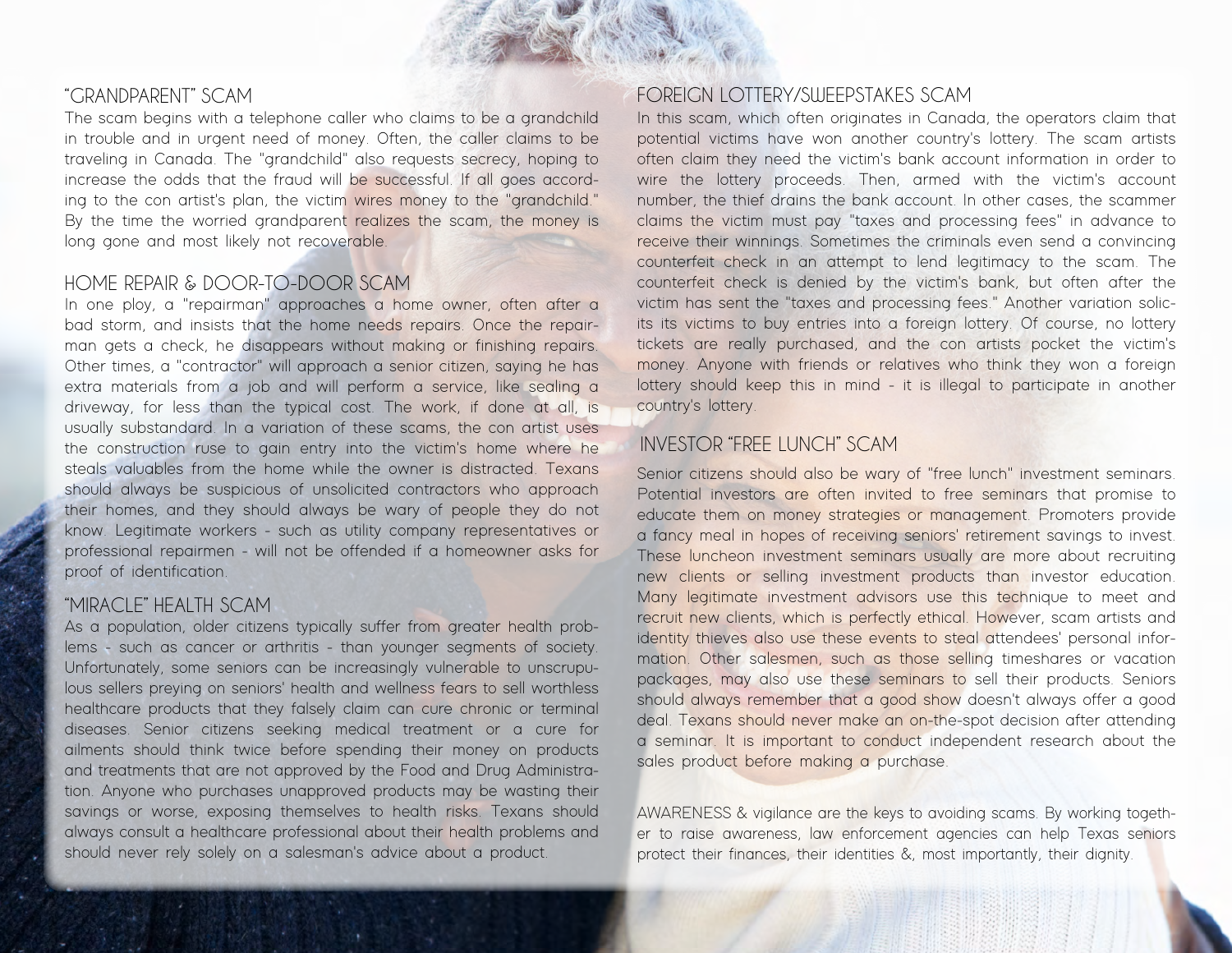## "GRANDPARENT" SCAM

The scam begins with a telephone caller who claims to be a grandchild in trouble and in urgent need of money. Often, the caller claims to be traveling in Canada. The "grandchild" also requests secrecy, hoping to increase the odds that the fraud will be successful. If all goes according to the con artist's plan, the victim wires money to the "grandchild." By the time the worried grandparent realizes the scam, the money is long gone and most likely not recoverable.

## HOME REPAIR & DOOR-TO-DOOR SCAM

In one ploy, a "repairman" approaches a home owner, often after a bad storm, and insists that the home needs repairs. Once the repairman gets a check, he disappears without making or finishing repairs. Other times, a "contractor" will approach a senior citizen, saying he has extra materials from a job and will perform a service, like sealing a driveway, for less than the typical cost. The work, if done at all, is usually substandard. In a variation of these scams, the con artist uses the construction ruse to gain entry into the victim's home where he steals valuables from the home while the owner is distracted. Texans should always be suspicious of unsolicited contractors who approach their homes, and they should always be wary of people they do not know. Legitimate workers - such as utility company representatives or professional repairmen - will not be offended if a homeowner asks for proof of identification.

## "MIRACLE" HEALTH SCAM

As a population, older citizens typically suffer from greater health problems - such as cancer or arthritis - than younger segments of society. Unfortunately, some seniors can be increasingly vulnerable to unscrupulous sellers preying on seniors' health and wellness fears to sell worthless healthcare products that they falsely claim can cure chronic or terminal diseases. Senior citizens seeking medical treatment or a cure for ailments should think twice before spending their money on products and treatments that are not approved by the Food and Drug Administration. Anyone who purchases unapproved products may be wasting their savings or worse, exposing themselves to health risks. Texans should always consult a healthcare professional about their health problems and should never rely solely on a salesman's advice about a product.

## FOREIGN LOTTERY/SWEEPSTAKES SCAM

In this scam, which often originates in Canada, the operators claim that potential victims have won another country's lottery. The scam artists often claim they need the victim's bank account information in order to wire the lottery proceeds. Then, armed with the victim's account number, the thief drains the bank account. In other cases, the scammer claims the victim must pay "taxes and processing fees" in advance to receive their winnings. Sometimes the criminals even send a convincing counterfeit check in an attempt to lend legitimacy to the scam. The counterfeit check is denied by the victim's bank, but often after the victim has sent the "taxes and processing fees." Another variation solicits its victims to buy entries into a foreign lottery. Of course, no lottery tickets are really purchased, and the con artists pocket the victim's money. Anyone with friends or relatives who think they won a foreign lottery should keep this in mind - it is illegal to participate in another country's lottery.

## INVESTOR "FREE LUNCH" SCAM

Senior citizens should also be wary of "free lunch" investment seminars. Potential investors are often invited to free seminars that promise to educate them on money strategies or management. Promoters provide a fancy meal in hopes of receiving seniors' retirement savings to invest. These luncheon investment seminars usually are more about recruiting new clients or selling investment products than investor education. Many legitimate investment advisors use this technique to meet and recruit new clients, which is perfectly ethical. However, scam artists and identity thieves also use these events to steal attendees' personal information. Other salesmen, such as those selling timeshares or vacation packages, may also use these seminars to sell their products. Seniors should always remember that a good show doesn't always offer a good deal. Texans should never make an on-the-spot decision after attending a seminar. It is important to conduct independent research about the sales product before making a purchase.

AWARENESS & vigilance are the keys to avoiding scams. By working together to raise awareness, law enforcement agencies can help Texas seniors protect their finances, their identities &, most importantly, their dignity.